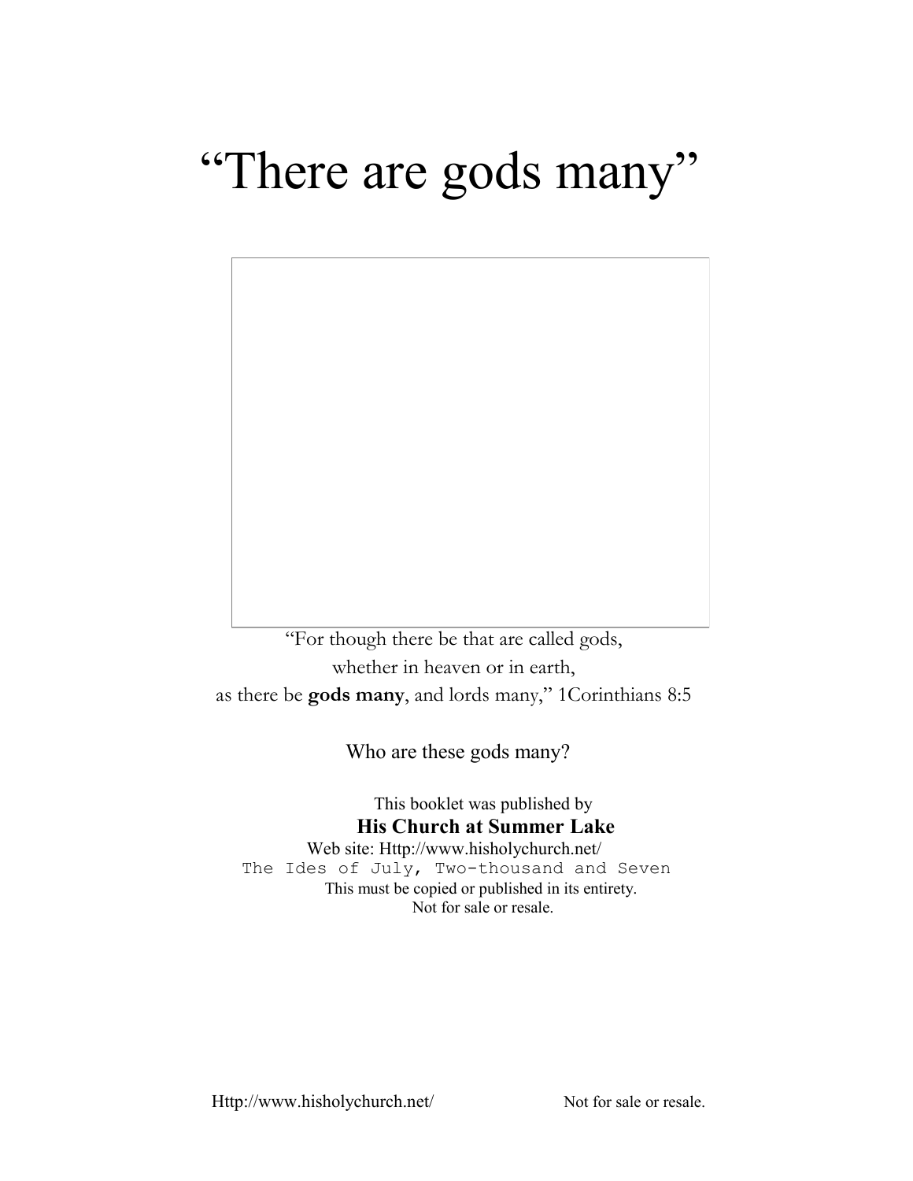# "There are gods many"

"For though there be that are called gods,
whether in heaven or in earth,
as there be **gods many**, and lords many," 1Corinthians 8:5

Who are these gods many?

This booklet was published by
**His Church at Summer Lake**
Web site: Http://www.hisholychurch.net/
The Ides of July, Two-thousand and Seven
This must be copied or published in its entirety.
Not for sale or resale.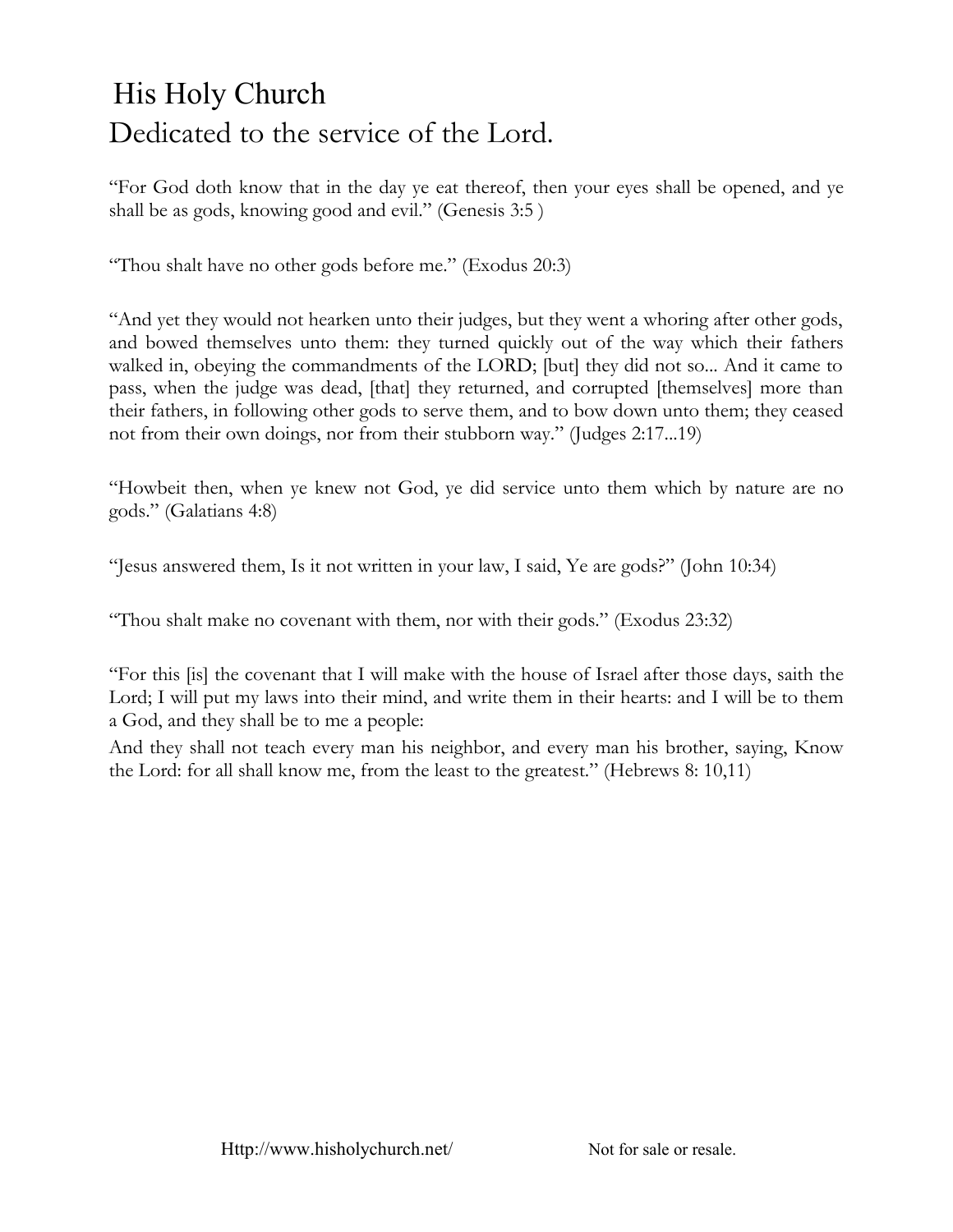# His Holy Church

## Dedicated to the service of the Lord.

“For God doth know that in the day ye eat thereof, then your eyes shall be opened, and ye shall be as gods, knowing good and evil.” (Genesis 3:5 )

“Thou shalt have no other gods before me.” (Exodus 20:3)

“And yet they would not hearken unto their judges, but they went a whoring after other gods, and bowed themselves unto them: they turned quickly out of the way which their fathers walked in, obeying the commandments of the LORD; [but] they did not so... And it came to pass, when the judge was dead, [that] they returned, and corrupted [themselves] more than their fathers, in following other gods to serve them, and to bow down unto them; they ceased not from their own doings, nor from their stubborn way.” (Judges 2:17...19)

“Howbeit then, when ye knew not God, ye did service unto them which by nature are no gods.” (Galatians 4:8)

“Jesus answered them, Is it not written in your law, I said, Ye are gods?” (John 10:34)

“Thou shalt make no covenant with them, nor with their gods.” (Exodus 23:32)

“For this [is] the covenant that I will make with the house of Israel after those days, saith the Lord; I will put my laws into their mind, and write them in their hearts: and I will be to them a God, and they shall be to me a people:

And they shall not teach every man his neighbor, and every man his brother, saying, Know the Lord: for all shall know me, from the least to the greatest.” (Hebrews 8: 10,11)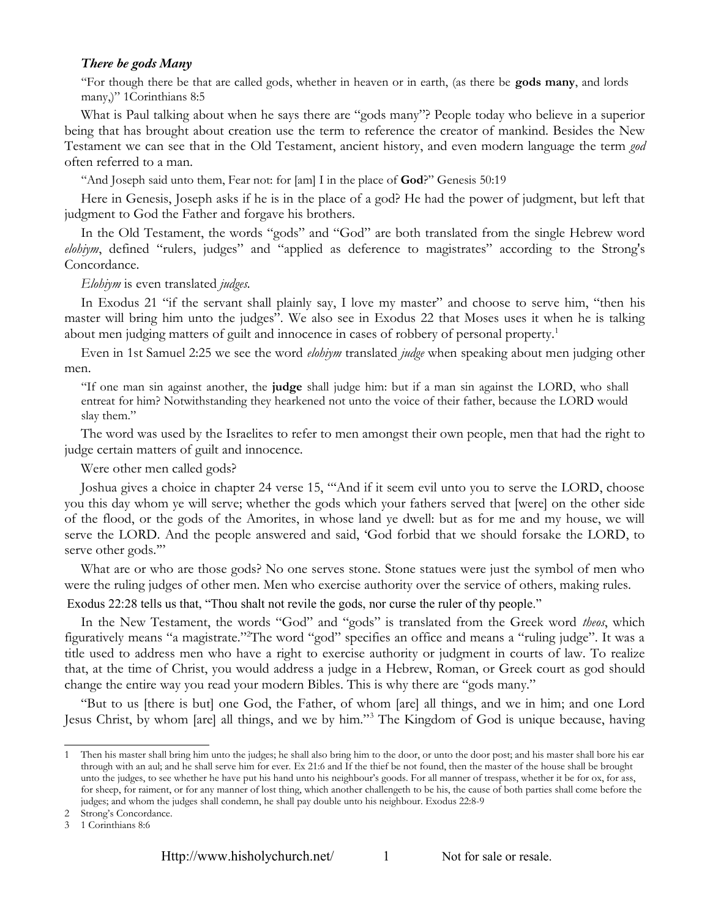### *There be gods Many*

> "For though there be that are called gods, whether in heaven or in earth, (as there be **gods many**, and lords many,)" 1Corinthians 8:5

What is Paul talking about when he says there are "gods many"? People today who believe in a superior being that has brought about creation use the term to reference the creator of mankind. Besides the New Testament we can see that in the Old Testament, ancient history, and even modern language the term *god* often referred to a man.

> "And Joseph said unto them, Fear not: for [am] I in the place of **God**?" Genesis 50:19

Here in Genesis, Joseph asks if he is in the place of a god? He had the power of judgment, but left that judgment to God the Father and forgave his brothers.

In the Old Testament, the words "gods" and "God" are both translated from the single Hebrew word *elohiym*, defined "rulers, judges" and "applied as deference to magistrates" according to the Strong's Concordance.

*Elohiym* is even translated *judges*.

In Exodus 21 "if the servant shall plainly say, I love my master" and choose to serve him, "then his master will bring him unto the judges". We also see in Exodus 22 that Moses uses it when he is talking about men judging matters of guilt and innocence in cases of robbery of personal property.[1]

Even in 1st Samuel 2:25 we see the word *elohiym* translated *judge* when speaking about men judging other men.

> "If one man sin against another, the **judge** shall judge him: but if a man sin against the LORD, who shall entreat for him? Notwithstanding they hearkened not unto the voice of their father, because the LORD would slay them."

The word was used by the Israelites to refer to men amongst their own people, men that had the right to judge certain matters of guilt and innocence.

Were other men called gods?

Joshua gives a choice in chapter 24 verse 15, "'And if it seem evil unto you to serve the LORD, choose you this day whom ye will serve; whether the gods which your fathers served that [were] on the other side of the flood, or the gods of the Amorites, in whose land ye dwell: but as for me and my house, we will serve the LORD. And the people answered and said, 'God forbid that we should forsake the LORD, to serve other gods.'"

What are or who are those gods? No one serves stone. Stone statues were just the symbol of men who were the ruling judges of other men. Men who exercise authority over the service of others, making rules.

Exodus 22:28 tells us that, "Thou shalt not revile the gods, nor curse the ruler of thy people."

In the New Testament, the words "God" and "gods" is translated from the Greek word *theos*, which figuratively means "a magistrate."[2] The word "god" specifies an office and means a "ruling judge". It was a title used to address men who have a right to exercise authority or judgment in courts of law. To realize that, at the time of Christ, you would address a judge in a Hebrew, Roman, or Greek court as god should change the entire way you read your modern Bibles. This is why there are "gods many."

"But to us [there is but] one God, the Father, of whom [are] all things, and we in him; and one Lord Jesus Christ, by whom [are] all things, and we by him."[3] The Kingdom of God is unique because, having

---

1 Then his master shall bring him unto the judges; he shall also bring him to the door, or unto the door post; and his master shall bore his ear through with an aul; and he shall serve him for ever. Ex 21:6 and If the thief be not found, then the master of the house shall be brought unto the judges, to see whether he have put his hand unto his neighbour's goods. For all manner of trespass, whether it be for ox, for ass, for sheep, for raiment, or for any manner of lost thing, which another challengeth to be his, the cause of both parties shall come before the judges; and whom the judges shall condemn, he shall pay double unto his neighbour. Exodus 22:8-9

2 Strong's Concordance.

3 1 Corinthians 8:6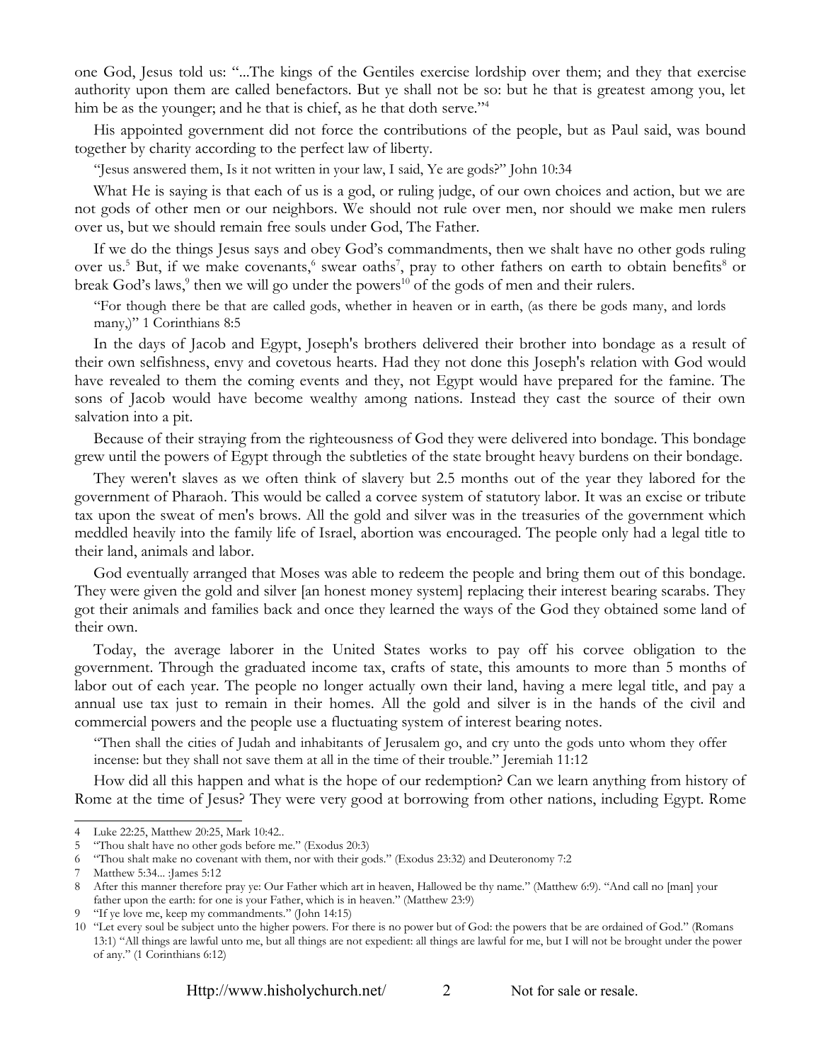one God, Jesus told us: "...The kings of the Gentiles exercise lordship over them; and they that exercise authority upon them are called benefactors. But ye shall not be so: but he that is greatest among you, let him be as the younger; and he that is chief, as he that doth serve."[4]

His appointed government did not force the contributions of the people, but as Paul said, was bound together by charity according to the perfect law of liberty.

"Jesus answered them, Is it not written in your law, I said, Ye are gods?" John 10:34

What He is saying is that each of us is a god, or ruling judge, of our own choices and action, but we are not gods of other men or our neighbors. We should not rule over men, nor should we make men rulers over us, but we should remain free souls under God, The Father.

If we do the things Jesus says and obey God's commandments, then we shalt have no other gods ruling over us.[5] But, if we make covenants,[6] swear oaths[7], pray to other fathers on earth to obtain benefits[8] or break God's laws,[9] then we will go under the powers[10] of the gods of men and their rulers.

> "For though there be that are called gods, whether in heaven or in earth, (as there be gods many, and lords many,)" 1 Corinthians 8:5

In the days of Jacob and Egypt, Joseph's brothers delivered their brother into bondage as a result of their own selfishness, envy and covetous hearts. Had they not done this Joseph's relation with God would have revealed to them the coming events and they, not Egypt would have prepared for the famine. The sons of Jacob would have become wealthy among nations. Instead they cast the source of their own salvation into a pit.

Because of their straying from the righteousness of God they were delivered into bondage. This bondage grew until the powers of Egypt through the subtleties of the state brought heavy burdens on their bondage.

They weren't slaves as we often think of slavery but 2.5 months out of the year they labored for the government of Pharaoh. This would be called a corvee system of statutory labor. It was an excise or tribute tax upon the sweat of men's brows. All the gold and silver was in the treasuries of the government which meddled heavily into the family life of Israel, abortion was encouraged. The people only had a legal title to their land, animals and labor.

God eventually arranged that Moses was able to redeem the people and bring them out of this bondage. They were given the gold and silver [an honest money system] replacing their interest bearing scarabs. They got their animals and families back and once they learned the ways of the God they obtained some land of their own.

Today, the average laborer in the United States works to pay off his corvee obligation to the government. Through the graduated income tax, crafts of state, this amounts to more than 5 months of labor out of each year. The people no longer actually own their land, having a mere legal title, and pay a annual use tax just to remain in their homes. All the gold and silver is in the hands of the civil and commercial powers and the people use a fluctuating system of interest bearing notes.

> "Then shall the cities of Judah and inhabitants of Jerusalem go, and cry unto the gods unto whom they offer incense: but they shall not save them at all in the time of their trouble." Jeremiah 11:12

How did all this happen and what is the hope of our redemption? Can we learn anything from history of Rome at the time of Jesus? They were very good at borrowing from other nations, including Egypt. Rome

---

4 Luke 22:25, Matthew 20:25, Mark 10:42..

5 "Thou shalt have no other gods before me." (Exodus 20:3)

6 "Thou shalt make no covenant with them, nor with their gods." (Exodus 23:32) and Deuteronomy 7:2

7 Matthew 5:34... :James 5:12

8 After this manner therefore pray ye: Our Father which art in heaven, Hallowed be thy name." (Matthew 6:9). "And call no [man] your father upon the earth: for one is your Father, which is in heaven." (Matthew 23:9)

9 "If ye love me, keep my commandments." (John 14:15)

10 "Let every soul be subject unto the higher powers. For there is no power but of God: the powers that be are ordained of God." (Romans 13:1) "All things are lawful unto me, but all things are not expedient: all things are lawful for me, but I will not be brought under the power of any." (1 Corinthians 6:12)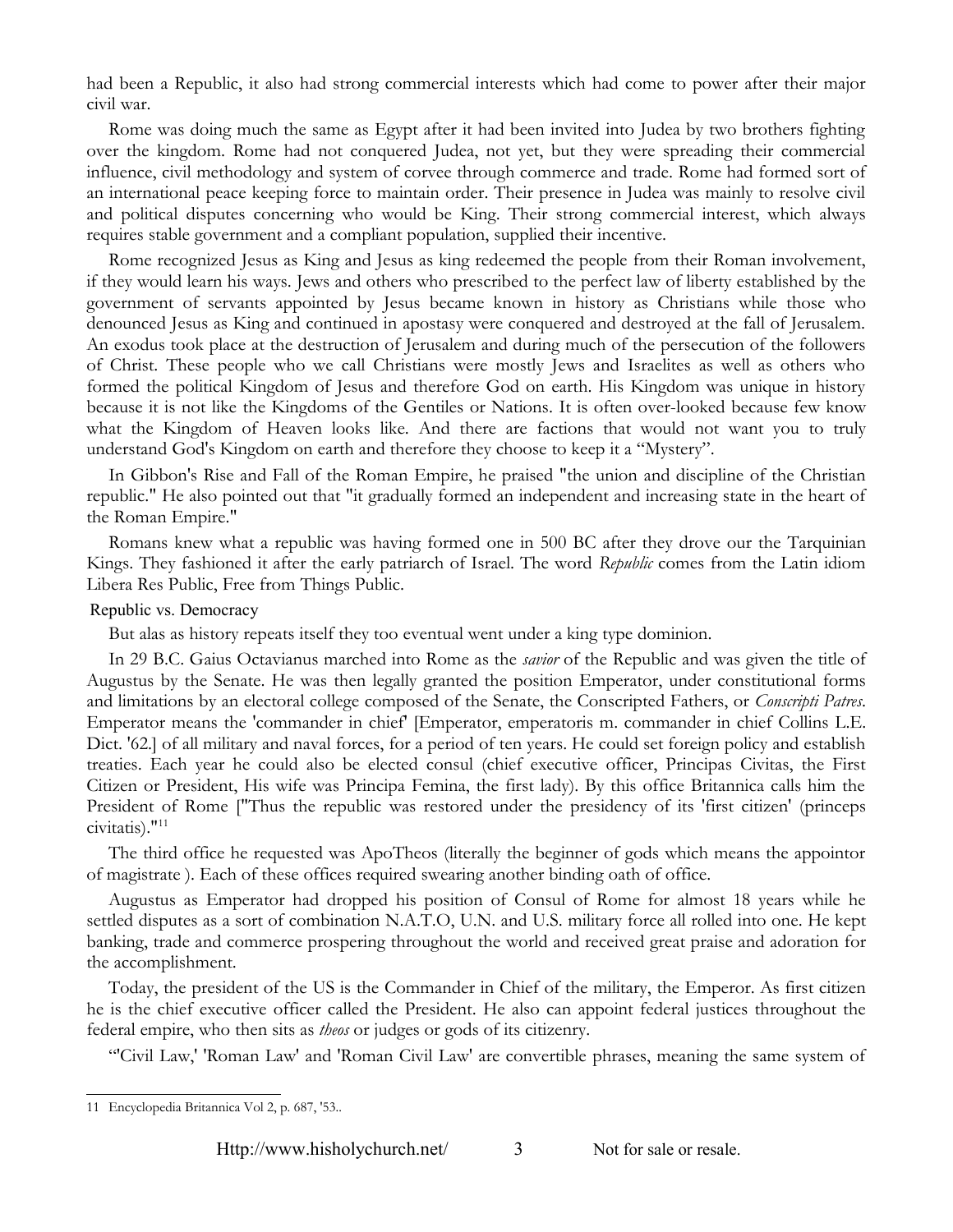had been a Republic, it also had strong commercial interests which had come to power after their major civil war.

Rome was doing much the same as Egypt after it had been invited into Judea by two brothers fighting over the kingdom. Rome had not conquered Judea, not yet, but they were spreading their commercial influence, civil methodology and system of corvee through commerce and trade. Rome had formed sort of an international peace keeping force to maintain order. Their presence in Judea was mainly to resolve civil and political disputes concerning who would be King. Their strong commercial interest, which always requires stable government and a compliant population, supplied their incentive.

Rome recognized Jesus as King and Jesus as king redeemed the people from their Roman involvement, if they would learn his ways. Jews and others who prescribed to the perfect law of liberty established by the government of servants appointed by Jesus became known in history as Christians while those who denounced Jesus as King and continued in apostasy were conquered and destroyed at the fall of Jerusalem. An exodus took place at the destruction of Jerusalem and during much of the persecution of the followers of Christ. These people who we call Christians were mostly Jews and Israelites as well as others who formed the political Kingdom of Jesus and therefore God on earth. His Kingdom was unique in history because it is not like the Kingdoms of the Gentiles or Nations. It is often over-looked because few know what the Kingdom of Heaven looks like. And there are factions that would not want you to truly understand God's Kingdom on earth and therefore they choose to keep it a "Mystery".

In Gibbon's Rise and Fall of the Roman Empire, he praised "the union and discipline of the Christian republic." He also pointed out that "it gradually formed an independent and increasing state in the heart of the Roman Empire."

Romans knew what a republic was having formed one in 500 BC after they drove our the Tarquinian Kings. They fashioned it after the early patriarch of Israel. The word *Republic* comes from the Latin idiom Libera Res Public, Free from Things Public.

## Republic vs. Democracy

But alas as history repeats itself they too eventual went under a king type dominion.

In 29 B.C. Gaius Octavianus marched into Rome as the *savior* of the Republic and was given the title of Augustus by the Senate. He was then legally granted the position Emperator, under constitutional forms and limitations by an electoral college composed of the Senate, the Conscripted Fathers, or *Conscripti Patres*. Emperator means the 'commander in chief' [Emperator, emperatoris m. commander in chief Collins L.E. Dict. '62.] of all military and naval forces, for a period of ten years. He could set foreign policy and establish treaties. Each year he could also be elected consul (chief executive officer, Principas Civitas, the First Citizen or President, His wife was Principa Femina, the first lady). By this office Britannica calls him the President of Rome ["Thus the republic was restored under the presidency of its 'first citizen' (princeps civitatis)."[11]

The third office he requested was ApoTheos (literally the beginner of gods which means the appointor of magistrate ). Each of these offices required swearing another binding oath of office.

Augustus as Emperator had dropped his position of Consul of Rome for almost 18 years while he settled disputes as a sort of combination N.A.T.O, U.N. and U.S. military force all rolled into one. He kept banking, trade and commerce prospering throughout the world and received great praise and adoration for the accomplishment.

Today, the president of the US is the Commander in Chief of the military, the Emperor. As first citizen he is the chief executive officer called the President. He also can appoint federal justices throughout the federal empire, who then sits as *theos* or judges or gods of its citizenry.

"'Civil Law,' 'Roman Law' and 'Roman Civil Law' are convertible phrases, meaning the same system of

---

11 Encyclopedia Britannica Vol 2, p. 687, '53..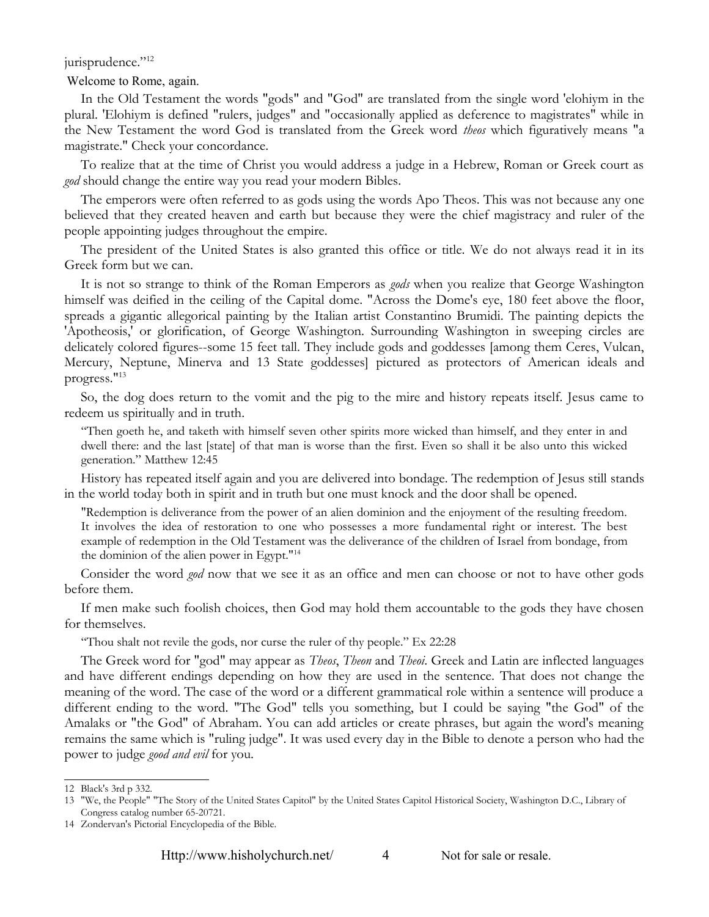jurisprudence."[12]

Welcome to Rome, again.

In the Old Testament the words "gods" and "God" are translated from the single word 'elohiym in the plural. 'Elohiym is defined "rulers, judges" and "occasionally applied as deference to magistrates" while in the New Testament the word God is translated from the Greek word *theos* which figuratively means "a magistrate." Check your concordance.

To realize that at the time of Christ you would address a judge in a Hebrew, Roman or Greek court as *god* should change the entire way you read your modern Bibles.

The emperors were often referred to as gods using the words Apo Theos. This was not because any one believed that they created heaven and earth but because they were the chief magistracy and ruler of the people appointing judges throughout the empire.

The president of the United States is also granted this office or title. We do not always read it in its Greek form but we can.

It is not so strange to think of the Roman Emperors as *gods* when you realize that George Washington himself was deified in the ceiling of the Capital dome. "Across the Dome's eye, 180 feet above the floor, spreads a gigantic allegorical painting by the Italian artist Constantino Brumidi. The painting depicts the 'Apotheosis,' or glorification, of George Washington. Surrounding Washington in sweeping circles are delicately colored figures--some 15 feet tall. They include gods and goddesses [among them Ceres, Vulcan, Mercury, Neptune, Minerva and 13 State goddesses] pictured as protectors of American ideals and progress."[13]

So, the dog does return to the vomit and the pig to the mire and history repeats itself. Jesus came to redeem us spiritually and in truth.

> "Then goeth he, and taketh with himself seven other spirits more wicked than himself, and they enter in and dwell there: and the last [state] of that man is worse than the first. Even so shall it be also unto this wicked generation." Matthew 12:45

History has repeated itself again and you are delivered into bondage. The redemption of Jesus still stands in the world today both in spirit and in truth but one must knock and the door shall be opened.

> "Redemption is deliverance from the power of an alien dominion and the enjoyment of the resulting freedom. It involves the idea of restoration to one who possesses a more fundamental right or interest. The best example of redemption in the Old Testament was the deliverance of the children of Israel from bondage, from the dominion of the alien power in Egypt."[14]

Consider the word *god* now that we see it as an office and men can choose or not to have other gods before them.

If men make such foolish choices, then God may hold them accountable to the gods they have chosen for themselves.

> "Thou shalt not revile the gods, nor curse the ruler of thy people." Ex 22:28

The Greek word for "god" may appear as *Theos*, *Theon* and *Theoi*. Greek and Latin are inflected languages and have different endings depending on how they are used in the sentence. That does not change the meaning of the word. The case of the word or a different grammatical role within a sentence will produce a different ending to the word. "The God" tells you something, but I could be saying "the God" of the Amalaks or "the God" of Abraham. You can add articles or create phrases, but again the word's meaning remains the same which is "ruling judge". It was used every day in the Bible to denote a person who had the power to judge *good and evil* for you.

---

12 Black's 3rd p 332.

13 "We, the People" "The Story of the United States Capitol" by the United States Capitol Historical Society, Washington D.C., Library of Congress catalog number 65-20721.

14 Zondervan's Pictorial Encyclopedia of the Bible.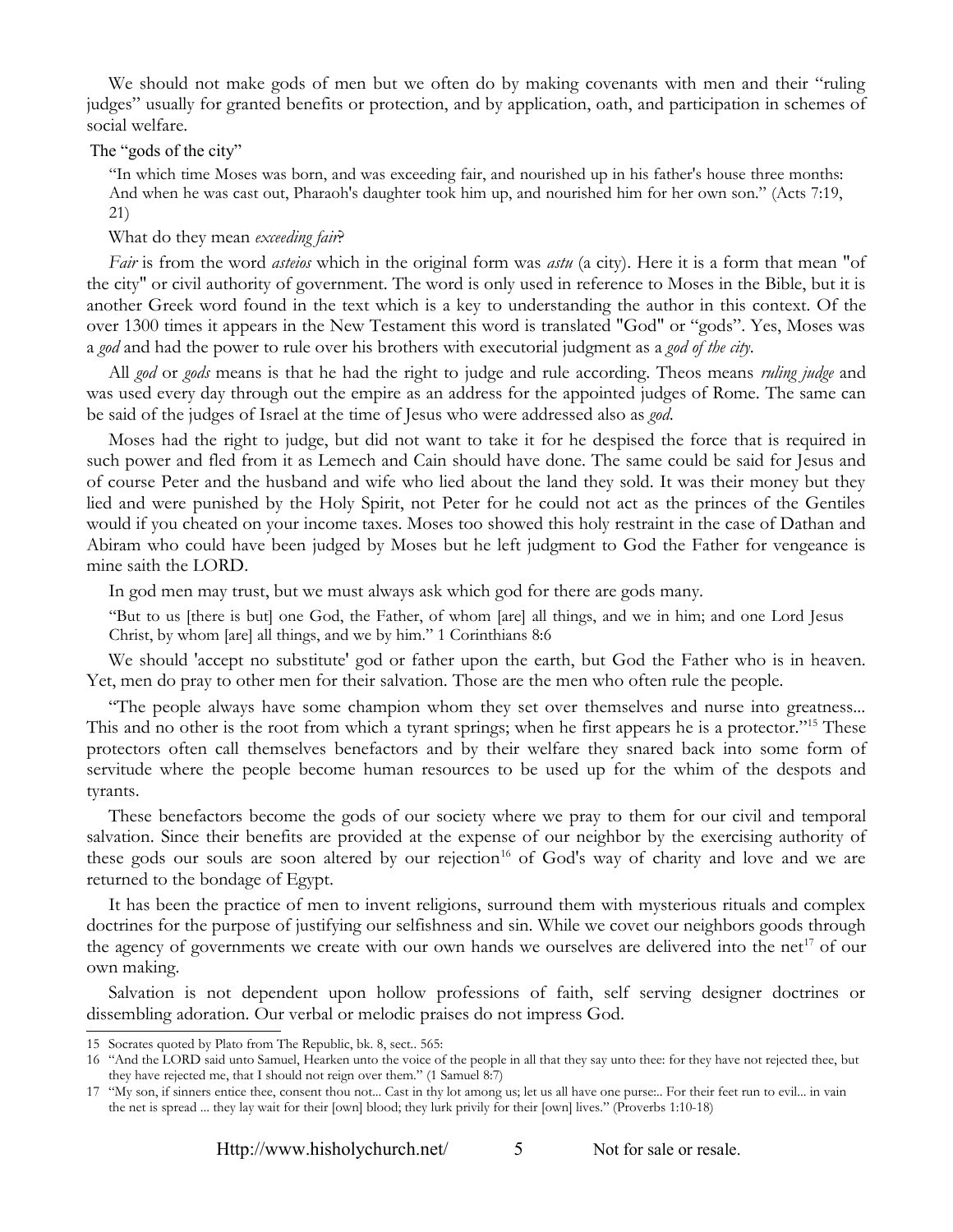We should not make gods of men but we often do by making covenants with men and their "ruling judges" usually for granted benefits or protection, and by application, oath, and participation in schemes of social welfare.

### The "gods of the city"

> "In which time Moses was born, and was exceeding fair, and nourished up in his father's house three months: And when he was cast out, Pharaoh's daughter took him up, and nourished him for her own son." (Acts 7:19, 21)

What do they mean *exceeding fair*?

*Fair* is from the word *asteios* which in the original form was *astu* (a city). Here it is a form that mean "of the city" or civil authority of government. The word is only used in reference to Moses in the Bible, but it is another Greek word found in the text which is a key to understanding the author in this context. Of the over 1300 times it appears in the New Testament this word is translated "God" or "gods". Yes, Moses was a *god* and had the power to rule over his brothers with executorial judgment as a *god of the city*.

All *god* or *gods* means is that he had the right to judge and rule according. Theos means *ruling judge* and was used every day through out the empire as an address for the appointed judges of Rome. The same can be said of the judges of Israel at the time of Jesus who were addressed also as *god*.

Moses had the right to judge, but did not want to take it for he despised the force that is required in such power and fled from it as Lemech and Cain should have done. The same could be said for Jesus and of course Peter and the husband and wife who lied about the land they sold. It was their money but they lied and were punished by the Holy Spirit, not Peter for he could not act as the princes of the Gentiles would if you cheated on your income taxes. Moses too showed this holy restraint in the case of Dathan and Abiram who could have been judged by Moses but he left judgment to God the Father for vengeance is mine saith the LORD.

In god men may trust, but we must always ask which god for there are gods many.

> "But to us [there is but] one God, the Father, of whom [are] all things, and we in him; and one Lord Jesus Christ, by whom [are] all things, and we by him." 1 Corinthians 8:6

We should 'accept no substitute' god or father upon the earth, but God the Father who is in heaven. Yet, men do pray to other men for their salvation. Those are the men who often rule the people.

"The people always have some champion whom they set over themselves and nurse into greatness... This and no other is the root from which a tyrant springs; when he first appears he is a protector."[15] These protectors often call themselves benefactors and by their welfare they snared back into some form of servitude where the people become human resources to be used up for the whim of the despots and tyrants.

These benefactors become the gods of our society where we pray to them for our civil and temporal salvation. Since their benefits are provided at the expense of our neighbor by the exercising authority of these gods our souls are soon altered by our rejection[16] of God's way of charity and love and we are returned to the bondage of Egypt.

It has been the practice of men to invent religions, surround them with mysterious rituals and complex doctrines for the purpose of justifying our selfishness and sin. While we covet our neighbors goods through the agency of governments we create with our own hands we ourselves are delivered into the net[17] of our own making.

Salvation is not dependent upon hollow professions of faith, self serving designer doctrines or dissembling adoration. Our verbal or melodic praises do not impress God.

---

15 Socrates quoted by Plato from The Republic, bk. 8, sect.. 565:

16 "And the LORD said unto Samuel, Hearken unto the voice of the people in all that they say unto thee: for they have not rejected thee, but they have rejected me, that I should not reign over them." (1 Samuel 8:7)

17 "My son, if sinners entice thee, consent thou not... Cast in thy lot among us; let us all have one purse:.. For their feet run to evil... in vain the net is spread ... they lay wait for their [own] blood; they lurk privily for their [own] lives." (Proverbs 1:10-18)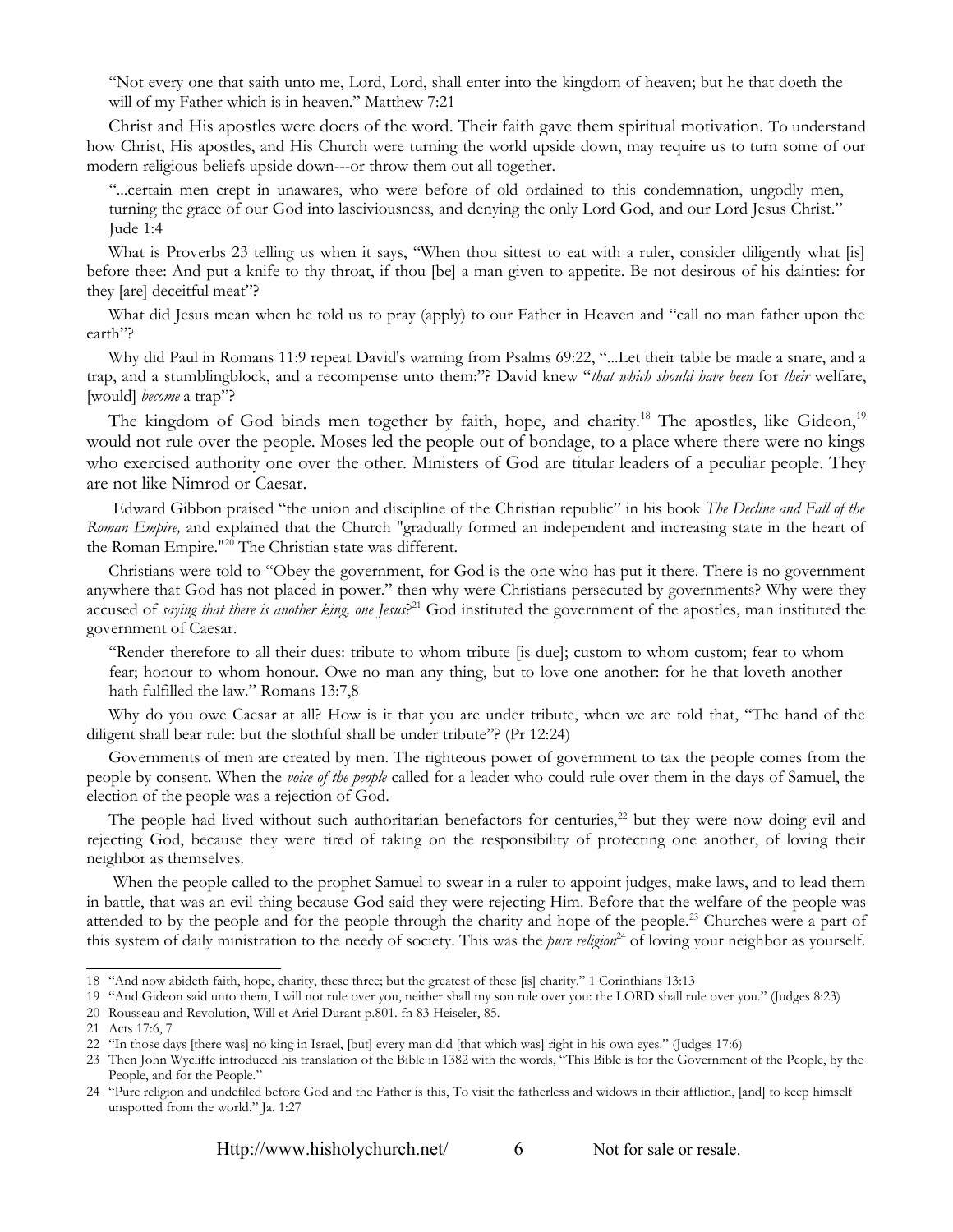> "Not every one that saith unto me, Lord, Lord, shall enter into the kingdom of heaven; but he that doeth the will of my Father which is in heaven." Matthew 7:21

Christ and His apostles were doers of the word. Their faith gave them spiritual motivation. To understand how Christ, His apostles, and His Church were turning the world upside down, may require us to turn some of our modern religious beliefs upside down---or throw them out all together.

> "...certain men crept in unawares, who were before of old ordained to this condemnation, ungodly men, turning the grace of our God into lasciviousness, and denying the only Lord God, and our Lord Jesus Christ." Jude 1:4

What is Proverbs 23 telling us when it says, "When thou sittest to eat with a ruler, consider diligently what [is] before thee: And put a knife to thy throat, if thou [be] a man given to appetite. Be not desirous of his dainties: for they [are] deceitful meat"?

What did Jesus mean when he told us to pray (apply) to our Father in Heaven and "call no man father upon the earth"?

Why did Paul in Romans 11:9 repeat David's warning from Psalms 69:22, "...Let their table be made a snare, and a trap, and a stumblingblock, and a recompense unto them:"? David knew "*that which should have been* for *their* welfare, [would] *become* a trap"?

The kingdom of God binds men together by faith, hope, and charity.[18] The apostles, like Gideon,[19] would not rule over the people. Moses led the people out of bondage, to a place where there were no kings who exercised authority one over the other. Ministers of God are titular leaders of a peculiar people. They are not like Nimrod or Caesar.

Edward Gibbon praised "the union and discipline of the Christian republic" in his book *The Decline and Fall of the Roman Empire,* and explained that the Church "gradually formed an independent and increasing state in the heart of the Roman Empire."[20] The Christian state was different.

Christians were told to "Obey the government, for God is the one who has put it there. There is no government anywhere that God has not placed in power." then why were Christians persecuted by governments? Why were they accused of *saying that there is another king, one Jesus*?[21] God instituted the government of the apostles, man instituted the government of Caesar.

> "Render therefore to all their dues: tribute to whom tribute [is due]; custom to whom custom; fear to whom fear; honour to whom honour. Owe no man any thing, but to love one another: for he that loveth another hath fulfilled the law." Romans 13:7,8

Why do you owe Caesar at all? How is it that you are under tribute, when we are told that, "The hand of the diligent shall bear rule: but the slothful shall be under tribute"? (Pr 12:24)

Governments of men are created by men. The righteous power of government to tax the people comes from the people by consent. When the *voice of the people* called for a leader who could rule over them in the days of Samuel, the election of the people was a rejection of God.

The people had lived without such authoritarian benefactors for centuries,[22] but they were now doing evil and rejecting God, because they were tired of taking on the responsibility of protecting one another, of loving their neighbor as themselves.

When the people called to the prophet Samuel to swear in a ruler to appoint judges, make laws, and to lead them in battle, that was an evil thing because God said they were rejecting Him. Before that the welfare of the people was attended to by the people and for the people through the charity and hope of the people.[23] Churches were a part of this system of daily ministration to the needy of society. This was the *pure religion*[24] of loving your neighbor as yourself.

---

18 "And now abideth faith, hope, charity, these three; but the greatest of these [is] charity." 1 Corinthians 13:13

19 "And Gideon said unto them, I will not rule over you, neither shall my son rule over you: the LORD shall rule over you." (Judges 8:23)

20 Rousseau and Revolution, Will et Ariel Durant p.801. fn 83 Heiseler, 85.

21 Acts 17:6, 7

22 "In those days [there was] no king in Israel, [but] every man did [that which was] right in his own eyes." (Judges 17:6)

23 Then John Wycliffe introduced his translation of the Bible in 1382 with the words, "This Bible is for the Government of the People, by the People, and for the People."

24 "Pure religion and undefiled before God and the Father is this, To visit the fatherless and widows in their affliction, [and] to keep himself unspotted from the world." Ja. 1:27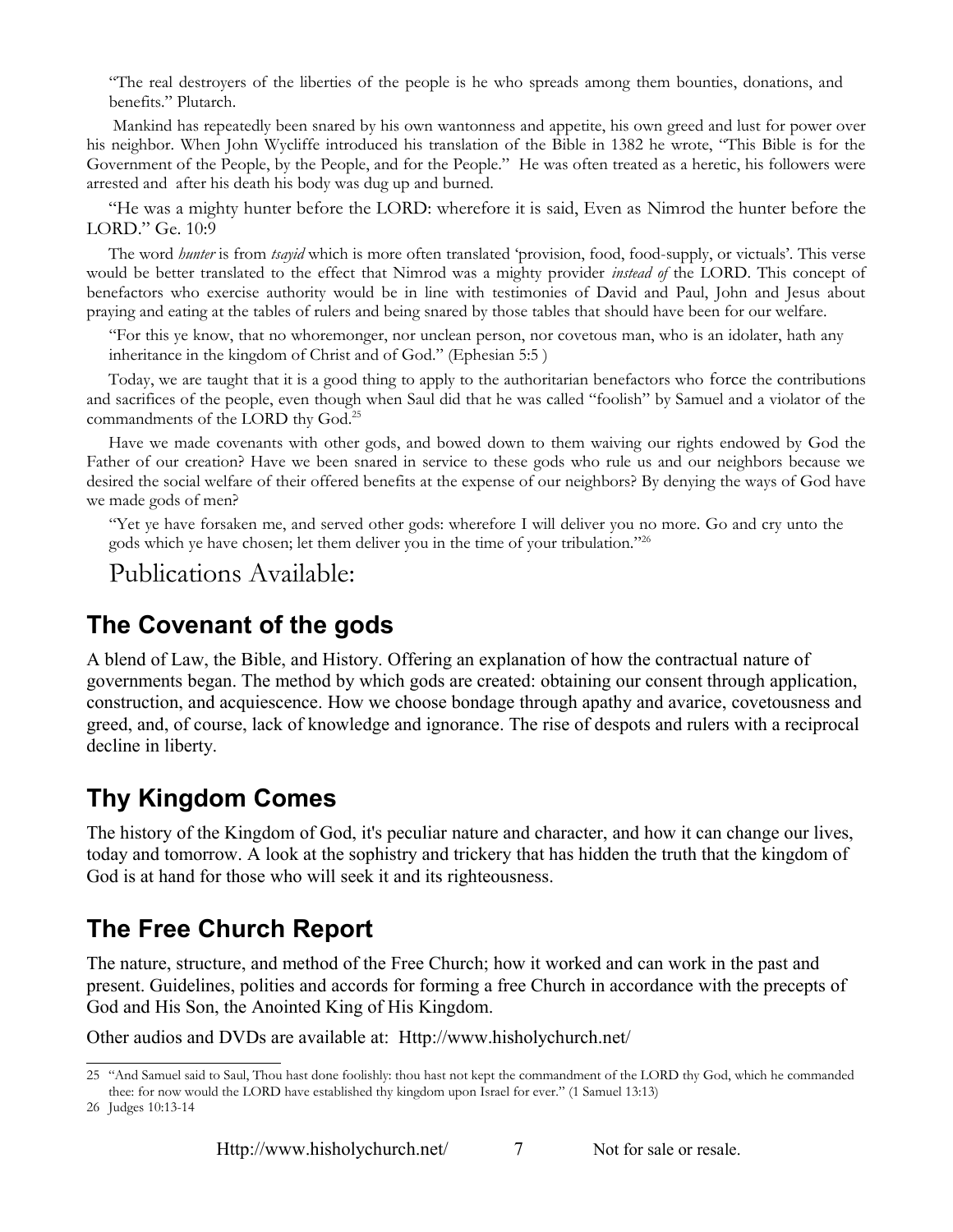"The real destroyers of the liberties of the people is he who spreads among them bounties, donations, and benefits." Plutarch.

Mankind has repeatedly been snared by his own wantonness and appetite, his own greed and lust for power over his neighbor. When John Wycliffe introduced his translation of the Bible in 1382 he wrote, "This Bible is for the Government of the People, by the People, and for the People." He was often treated as a heretic, his followers were arrested and after his death his body was dug up and burned.

"He was a mighty hunter before the LORD: wherefore it is said, Even as Nimrod the hunter before the LORD." Ge. 10:9

The word *hunter* is from *tsayid* which is more often translated 'provision, food, food-supply, or victuals'. This verse would be better translated to the effect that Nimrod was a mighty provider *instead of* the LORD. This concept of benefactors who exercise authority would be in line with testimonies of David and Paul, John and Jesus about praying and eating at the tables of rulers and being snared by those tables that should have been for our welfare.

"For this ye know, that no whoremonger, nor unclean person, nor covetous man, who is an idolater, hath any inheritance in the kingdom of Christ and of God." (Ephesian 5:5 )

Today, we are taught that it is a good thing to apply to the authoritarian benefactors who force the contributions and sacrifices of the people, even though when Saul did that he was called "foolish" by Samuel and a violator of the commandments of the LORD thy God.[25]

Have we made covenants with other gods, and bowed down to them waiving our rights endowed by God the Father of our creation? Have we been snared in service to these gods who rule us and our neighbors because we desired the social welfare of their offered benefits at the expense of our neighbors? By denying the ways of God have we made gods of men?

"Yet ye have forsaken me, and served other gods: wherefore I will deliver you no more. Go and cry unto the gods which ye have chosen; let them deliver you in the time of your tribulation."[26]

# Publications Available:

## The Covenant of the gods

A blend of Law, the Bible, and History. Offering an explanation of how the contractual nature of governments began. The method by which gods are created: obtaining our consent through application, construction, and acquiescence. How we choose bondage through apathy and avarice, covetousness and greed, and, of course, lack of knowledge and ignorance. The rise of despots and rulers with a reciprocal decline in liberty.

## Thy Kingdom Comes

The history of the Kingdom of God, it's peculiar nature and character, and how it can change our lives, today and tomorrow. A look at the sophistry and trickery that has hidden the truth that the kingdom of God is at hand for those who will seek it and its righteousness.

## The Free Church Report

The nature, structure, and method of the Free Church; how it worked and can work in the past and present. Guidelines, polities and accords for forming a free Church in accordance with the precepts of God and His Son, the Anointed King of His Kingdom.

Other audios and DVDs are available at: Http://www.hisholychurch.net/

---

25 "And Samuel said to Saul, Thou hast done foolishly: thou hast not kept the commandment of the LORD thy God, which he commanded thee: for now would the LORD have established thy kingdom upon Israel for ever." (1 Samuel 13:13)

26 Judges 10:13-14